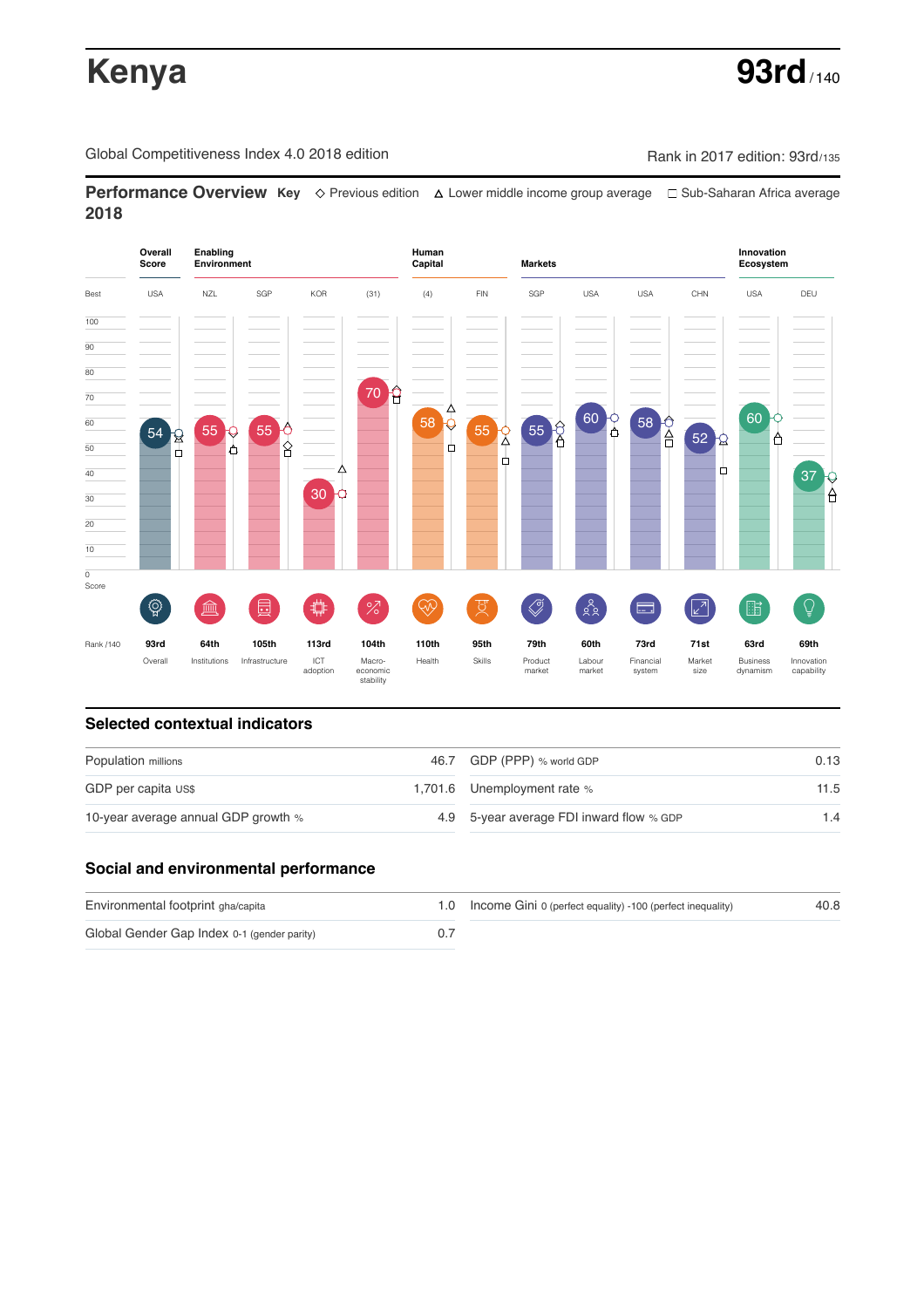# Kenya

**93rd** / 140

Global Competitiveness Index 4.0 2018 edition

Rank in 2017 edition: 93rd/135

## Performance Overview 2018

**Key** ◇ Previous edition △ Lower middle income group average □ Sub-Saharan Africa average

| | Overall Score | Enabling Environment | | | | Human Capital | | Markets | | | | Innovation Ecosystem | |
|---|---|---|---|---|---|---|---|---|---|---|---|---|---|
| Best | USA | NZL | SGP | KOR | (31) | (4) | FIN | SGP | USA | USA | CHN | USA | DEU |
| Score | 54 | 55 | 55 | 30 | 70 | 58 | 55 | 55 | 60 | 58 | 52 | 60 | 37 |
| Rank /140 | 93rd | 64th | 105th | 113rd | 104th | 110th | 95th | 79th | 60th | 73rd | 71st | 63rd | 69th |
| | Overall | Institutions | Infrastructure | ICT adoption | Macro-economic stability | Health | Skills | Product market | Labour market | Financial system | Market size | Business dynamism | Innovation capability |

## Selected contextual indicators

| | | | |
|---|---|---|---|
| Population millions | 46.7 | GDP (PPP) % world GDP | 0.13 |
| GDP per capita US$ | 1,701.6 | Unemployment rate % | 11.5 |
| 10-year average annual GDP growth % | 4.9 | 5-year average FDI inward flow % GDP | 1.4 |

## Social and environmental performance

| | | | |
|---|---|---|---|
| Environmental footprint gha/capita | 1.0 | Income Gini 0 (perfect equality) -100 (perfect inequality) | 40.8 |
| Global Gender Gap Index 0-1 (gender parity) | 0.7 | | |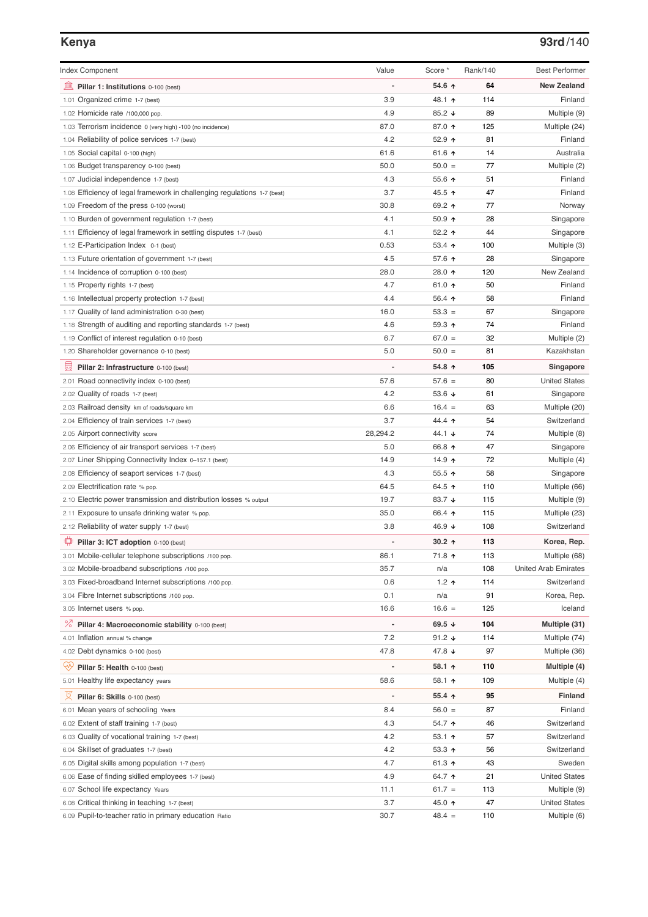## Kenya

**93rd**/140

| Index Component | Value | Score * | Rank/140 | Best Performer |
|---|---|---|---|---|
| **Pillar 1: Institutions** 0-100 (best) | - | **54.6 ↑** | **64** | **New Zealand** |
| 1.01 Organized crime 1-7 (best) | 3.9 | 48.1 ↑ | 114 | Finland |
| 1.02 Homicide rate /100,000 pop. | 4.9 | 85.2 ↓ | 89 | Multiple (9) |
| 1.03 Terrorism incidence 0 (very high) -100 (no incidence) | 87.0 | 87.0 ↑ | 125 | Multiple (24) |
| 1.04 Reliability of police services 1-7 (best) | 4.2 | 52.9 ↑ | 81 | Finland |
| 1.05 Social capital 0-100 (high) | 61.6 | 61.6 ↑ | 14 | Australia |
| 1.06 Budget transparency 0-100 (best) | 50.0 | 50.0 = | 77 | Multiple (2) |
| 1.07 Judicial independence 1-7 (best) | 4.3 | 55.6 ↑ | 51 | Finland |
| 1.08 Efficiency of legal framework in challenging regulations 1-7 (best) | 3.7 | 45.5 ↑ | 47 | Finland |
| 1.09 Freedom of the press 0-100 (worst) | 30.8 | 69.2 ↑ | 77 | Norway |
| 1.10 Burden of government regulation 1-7 (best) | 4.1 | 50.9 ↑ | 28 | Singapore |
| 1.11 Efficiency of legal framework in settling disputes 1-7 (best) | 4.1 | 52.2 ↑ | 44 | Singapore |
| 1.12 E-Participation Index 0-1 (best) | 0.53 | 53.4 ↑ | 100 | Multiple (3) |
| 1.13 Future orientation of government 1-7 (best) | 4.5 | 57.6 ↑ | 28 | Singapore |
| 1.14 Incidence of corruption 0-100 (best) | 28.0 | 28.0 ↑ | 120 | New Zealand |
| 1.15 Property rights 1-7 (best) | 4.7 | 61.0 ↑ | 50 | Finland |
| 1.16 Intellectual property protection 1-7 (best) | 4.4 | 56.4 ↑ | 58 | Finland |
| 1.17 Quality of land administration 0-30 (best) | 16.0 | 53.3 = | 67 | Singapore |
| 1.18 Strength of auditing and reporting standards 1-7 (best) | 4.6 | 59.3 ↑ | 74 | Finland |
| 1.19 Conflict of interest regulation 0-10 (best) | 6.7 | 67.0 = | 32 | Multiple (2) |
| 1.20 Shareholder governance 0-10 (best) | 5.0 | 50.0 = | 81 | Kazakhstan |
| **Pillar 2: Infrastructure** 0-100 (best) | - | **54.8 ↑** | **105** | **Singapore** |
| 2.01 Road connectivity index 0-100 (best) | 57.6 | 57.6 = | 80 | United States |
| 2.02 Quality of roads 1-7 (best) | 4.2 | 53.6 ↓ | 61 | Singapore |
| 2.03 Railroad density km of roads/square km | 6.6 | 16.4 = | 63 | Multiple (20) |
| 2.04 Efficiency of train services 1-7 (best) | 3.7 | 44.4 ↑ | 54 | Switzerland |
| 2.05 Airport connectivity score | 28,294.2 | 44.1 ↓ | 74 | Multiple (8) |
| 2.06 Efficiency of air transport services 1-7 (best) | 5.0 | 66.8 ↑ | 47 | Singapore |
| 2.07 Liner Shipping Connectivity Index 0–157.1 (best) | 14.9 | 14.9 ↑ | 72 | Multiple (4) |
| 2.08 Efficiency of seaport services 1-7 (best) | 4.3 | 55.5 ↑ | 58 | Singapore |
| 2.09 Electrification rate % pop. | 64.5 | 64.5 ↑ | 110 | Multiple (66) |
| 2.10 Electric power transmission and distribution losses % output | 19.7 | 83.7 ↓ | 115 | Multiple (9) |
| 2.11 Exposure to unsafe drinking water % pop. | 35.0 | 66.4 ↑ | 115 | Multiple (23) |
| 2.12 Reliability of water supply 1-7 (best) | 3.8 | 46.9 ↓ | 108 | Switzerland |
| **Pillar 3: ICT adoption** 0-100 (best) | - | **30.2 ↑** | **113** | **Korea, Rep.** |
| 3.01 Mobile-cellular telephone subscriptions /100 pop. | 86.1 | 71.8 ↑ | 113 | Multiple (68) |
| 3.02 Mobile-broadband subscriptions /100 pop. | 35.7 | n/a | 108 | United Arab Emirates |
| 3.03 Fixed-broadband Internet subscriptions /100 pop. | 0.6 | 1.2 ↑ | 114 | Switzerland |
| 3.04 Fibre Internet subscriptions /100 pop. | 0.1 | n/a | 91 | Korea, Rep. |
| 3.05 Internet users % pop. | 16.6 | 16.6 = | 125 | Iceland |
| **Pillar 4: Macroeconomic stability** 0-100 (best) | - | **69.5 ↓** | **104** | **Multiple (31)** |
| 4.01 Inflation annual % change | 7.2 | 91.2 ↓ | 114 | Multiple (74) |
| 4.02 Debt dynamics 0-100 (best) | 47.8 | 47.8 ↓ | 97 | Multiple (36) |
| **Pillar 5: Health** 0-100 (best) | - | **58.1 ↑** | **110** | **Multiple (4)** |
| 5.01 Healthy life expectancy years | 58.6 | 58.1 ↑ | 109 | Multiple (4) |
| **Pillar 6: Skills** 0-100 (best) | - | **55.4 ↑** | **95** | **Finland** |
| 6.01 Mean years of schooling Years | 8.4 | 56.0 = | 87 | Finland |
| 6.02 Extent of staff training 1-7 (best) | 4.3 | 54.7 ↑ | 46 | Switzerland |
| 6.03 Quality of vocational training 1-7 (best) | 4.2 | 53.1 ↑ | 57 | Switzerland |
| 6.04 Skillset of graduates 1-7 (best) | 4.2 | 53.3 ↑ | 56 | Switzerland |
| 6.05 Digital skills among population 1-7 (best) | 4.7 | 61.3 ↑ | 43 | Sweden |
| 6.06 Ease of finding skilled employees 1-7 (best) | 4.9 | 64.7 ↑ | 21 | United States |
| 6.07 School life expectancy Years | 11.1 | 61.7 = | 113 | Multiple (9) |
| 6.08 Critical thinking in teaching 1-7 (best) | 3.7 | 45.0 ↑ | 47 | United States |
| 6.09 Pupil-to-teacher ratio in primary education Ratio | 30.7 | 48.4 = | 110 | Multiple (6) |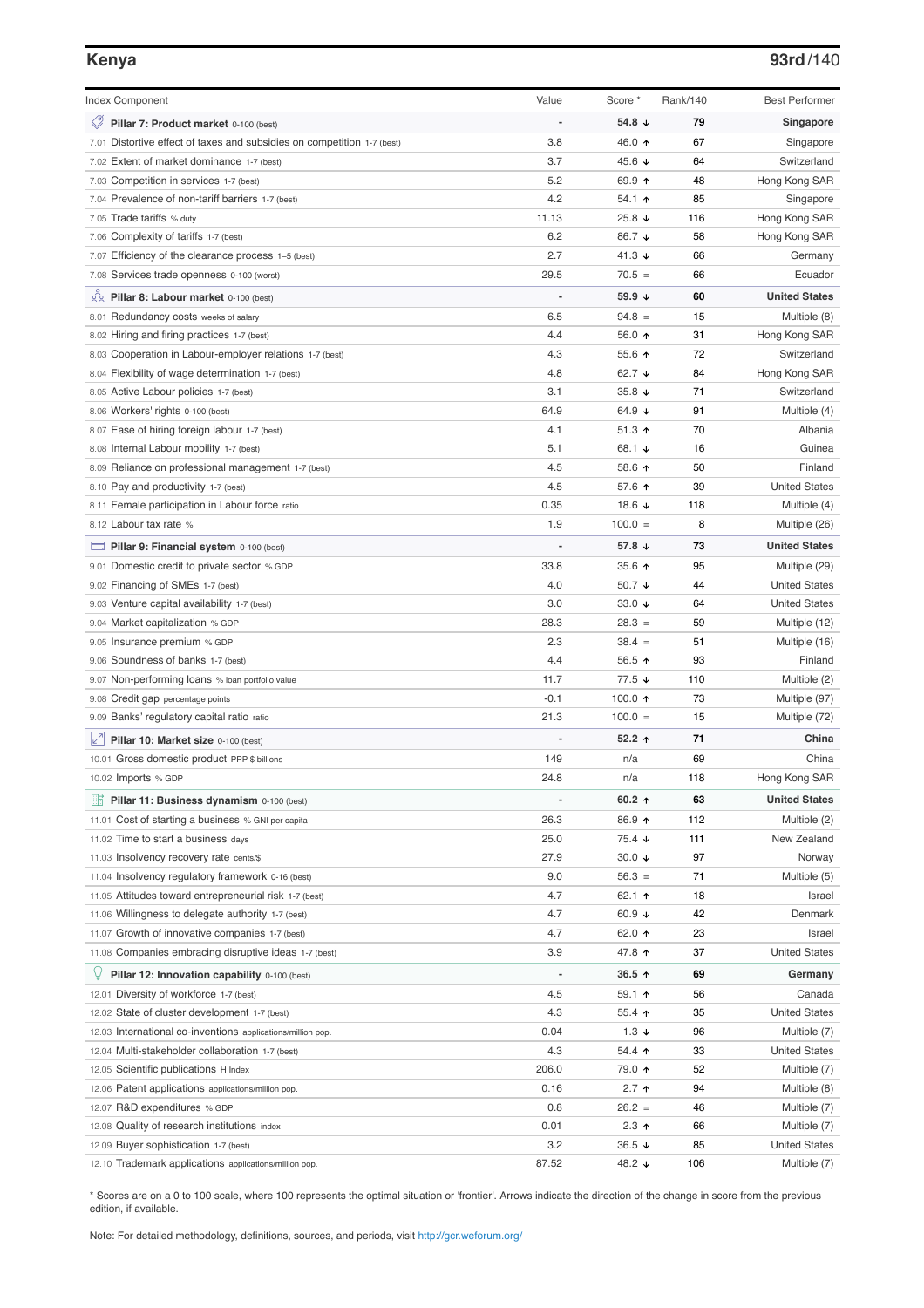## Kenya

**93rd**/140

| Index Component | Value | Score * | Rank/140 | Best Performer |
|---|---|---|---|---|
| **Pillar 7: Product market** 0-100 (best) | - | **54.8 ↓** | **79** | **Singapore** |
| 7.01 Distortive effect of taxes and subsidies on competition 1-7 (best) | 3.8 | 46.0 ↑ | 67 | Singapore |
| 7.02 Extent of market dominance 1-7 (best) | 3.7 | 45.6 ↓ | 64 | Switzerland |
| 7.03 Competition in services 1-7 (best) | 5.2 | 69.9 ↑ | 48 | Hong Kong SAR |
| 7.04 Prevalence of non-tariff barriers 1-7 (best) | 4.2 | 54.1 ↑ | 85 | Singapore |
| 7.05 Trade tariffs % duty | 11.13 | 25.8 ↓ | 116 | Hong Kong SAR |
| 7.06 Complexity of tariffs 1-7 (best) | 6.2 | 86.7 ↓ | 58 | Hong Kong SAR |
| 7.07 Efficiency of the clearance process 1–5 (best) | 2.7 | 41.3 ↓ | 66 | Germany |
| 7.08 Services trade openness 0-100 (worst) | 29.5 | 70.5 = | 66 | Ecuador |
| **Pillar 8: Labour market** 0-100 (best) | - | **59.9 ↓** | **60** | **United States** |
| 8.01 Redundancy costs weeks of salary | 6.5 | 94.8 = | 15 | Multiple (8) |
| 8.02 Hiring and firing practices 1-7 (best) | 4.4 | 56.0 ↑ | 31 | Hong Kong SAR |
| 8.03 Cooperation in Labour-employer relations 1-7 (best) | 4.3 | 55.6 ↑ | 72 | Switzerland |
| 8.04 Flexibility of wage determination 1-7 (best) | 4.8 | 62.7 ↓ | 84 | Hong Kong SAR |
| 8.05 Active Labour policies 1-7 (best) | 3.1 | 35.8 ↓ | 71 | Switzerland |
| 8.06 Workers' rights 0-100 (best) | 64.9 | 64.9 ↓ | 91 | Multiple (4) |
| 8.07 Ease of hiring foreign labour 1-7 (best) | 4.1 | 51.3 ↑ | 70 | Albania |
| 8.08 Internal Labour mobility 1-7 (best) | 5.1 | 68.1 ↓ | 16 | Guinea |
| 8.09 Reliance on professional management 1-7 (best) | 4.5 | 58.6 ↑ | 50 | Finland |
| 8.10 Pay and productivity 1-7 (best) | 4.5 | 57.6 ↑ | 39 | United States |
| 8.11 Female participation in Labour force ratio | 0.35 | 18.6 ↓ | 118 | Multiple (4) |
| 8.12 Labour tax rate % | 1.9 | 100.0 = | 8 | Multiple (26) |
| **Pillar 9: Financial system** 0-100 (best) | - | **57.8 ↓** | **73** | **United States** |
| 9.01 Domestic credit to private sector % GDP | 33.8 | 35.6 ↑ | 95 | Multiple (29) |
| 9.02 Financing of SMEs 1-7 (best) | 4.0 | 50.7 ↓ | 44 | United States |
| 9.03 Venture capital availability 1-7 (best) | 3.0 | 33.0 ↓ | 64 | United States |
| 9.04 Market capitalization % GDP | 28.3 | 28.3 = | 59 | Multiple (12) |
| 9.05 Insurance premium % GDP | 2.3 | 38.4 = | 51 | Multiple (16) |
| 9.06 Soundness of banks 1-7 (best) | 4.4 | 56.5 ↑ | 93 | Finland |
| 9.07 Non-performing loans % loan portfolio value | 11.7 | 77.5 ↓ | 110 | Multiple (2) |
| 9.08 Credit gap percentage points | -0.1 | 100.0 ↑ | 73 | Multiple (97) |
| 9.09 Banks' regulatory capital ratio ratio | 21.3 | 100.0 = | 15 | Multiple (72) |
| **Pillar 10: Market size** 0-100 (best) | - | **52.2 ↑** | **71** | **China** |
| 10.01 Gross domestic product PPP $ billions | 149 | n/a | 69 | China |
| 10.02 Imports % GDP | 24.8 | n/a | 118 | Hong Kong SAR |
| **Pillar 11: Business dynamism** 0-100 (best) | - | **60.2 ↑** | **63** | **United States** |
| 11.01 Cost of starting a business % GNI per capita | 26.3 | 86.9 ↑ | 112 | Multiple (2) |
| 11.02 Time to start a business days | 25.0 | 75.4 ↓ | 111 | New Zealand |
| 11.03 Insolvency recovery rate cents/$ | 27.9 | 30.0 ↓ | 97 | Norway |
| 11.04 Insolvency regulatory framework 0-16 (best) | 9.0 | 56.3 = | 71 | Multiple (5) |
| 11.05 Attitudes toward entrepreneurial risk 1-7 (best) | 4.7 | 62.1 ↑ | 18 | Israel |
| 11.06 Willingness to delegate authority 1-7 (best) | 4.7 | 60.9 ↓ | 42 | Denmark |
| 11.07 Growth of innovative companies 1-7 (best) | 4.7 | 62.0 ↑ | 23 | Israel |
| 11.08 Companies embracing disruptive ideas 1-7 (best) | 3.9 | 47.8 ↑ | 37 | United States |
| **Pillar 12: Innovation capability** 0-100 (best) | - | **36.5 ↑** | **69** | **Germany** |
| 12.01 Diversity of workforce 1-7 (best) | 4.5 | 59.1 ↑ | 56 | Canada |
| 12.02 State of cluster development 1-7 (best) | 4.3 | 55.4 ↑ | 35 | United States |
| 12.03 International co-inventions applications/million pop. | 0.04 | 1.3 ↓ | 96 | Multiple (7) |
| 12.04 Multi-stakeholder collaboration 1-7 (best) | 4.3 | 54.4 ↑ | 33 | United States |
| 12.05 Scientific publications H Index | 206.0 | 79.0 ↑ | 52 | Multiple (7) |
| 12.06 Patent applications applications/million pop. | 0.16 | 2.7 ↑ | 94 | Multiple (8) |
| 12.07 R&D expenditures % GDP | 0.8 | 26.2 = | 46 | Multiple (7) |
| 12.08 Quality of research institutions index | 0.01 | 2.3 ↑ | 66 | Multiple (7) |
| 12.09 Buyer sophistication 1-7 (best) | 3.2 | 36.5 ↓ | 85 | United States |
| 12.10 Trademark applications applications/million pop. | 87.52 | 48.2 ↓ | 106 | Multiple (7) |

* Scores are on a 0 to 100 scale, where 100 represents the optimal situation or 'frontier'. Arrows indicate the direction of the change in score from the previous edition, if available.

Note: For detailed methodology, definitions, sources, and periods, visit http://gcr.weforum.org/